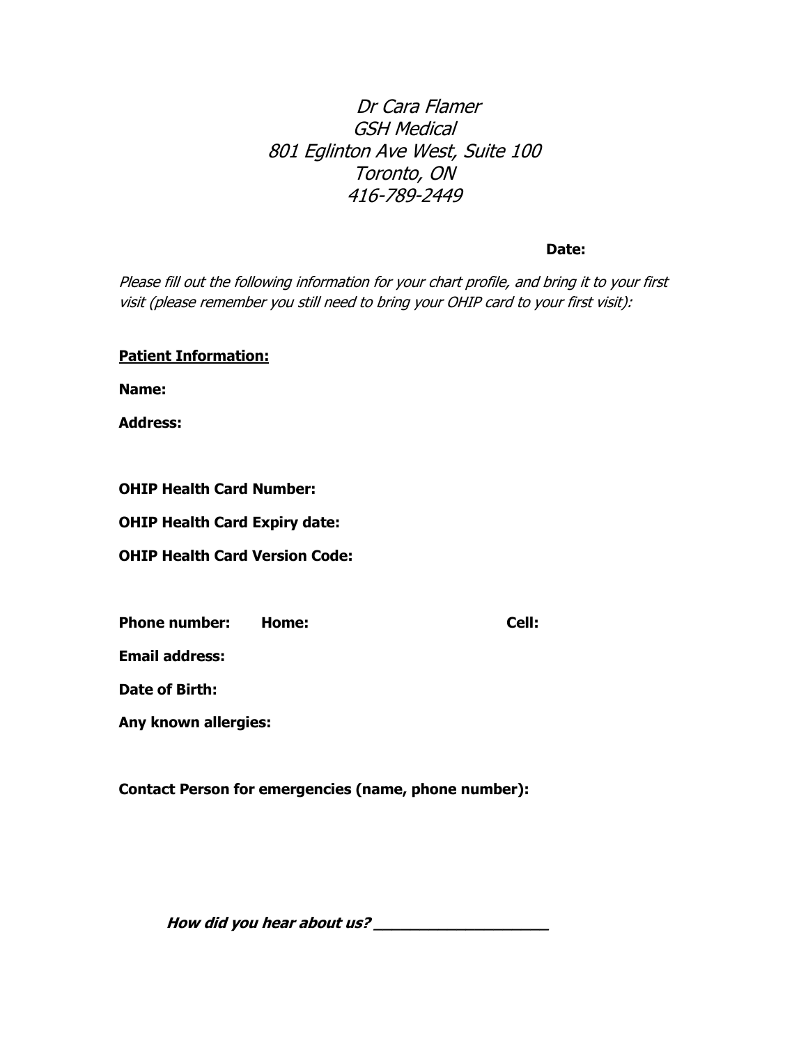*Dr Cara Flamer*
*GSH Medical*
*801 Eglinton Ave West, Suite 100*
*Toronto, ON*
*416-789-2449*

**Date:**

*Please fill out the following information for your chart profile, and bring it to your first visit (please remember you still need to bring your OHIP card to your first visit):*

**Patient Information:**

**Name:**

**Address:**

**OHIP Health Card Number:**

**OHIP Health Card Expiry date:**

**OHIP Health Card Version Code:**

**Phone number:** **Home:** **Cell:**

**Email address:**

**Date of Birth:**

**Any known allergies:**

**Contact Person for emergencies (name, phone number):**

***How did you hear about us? ____________________***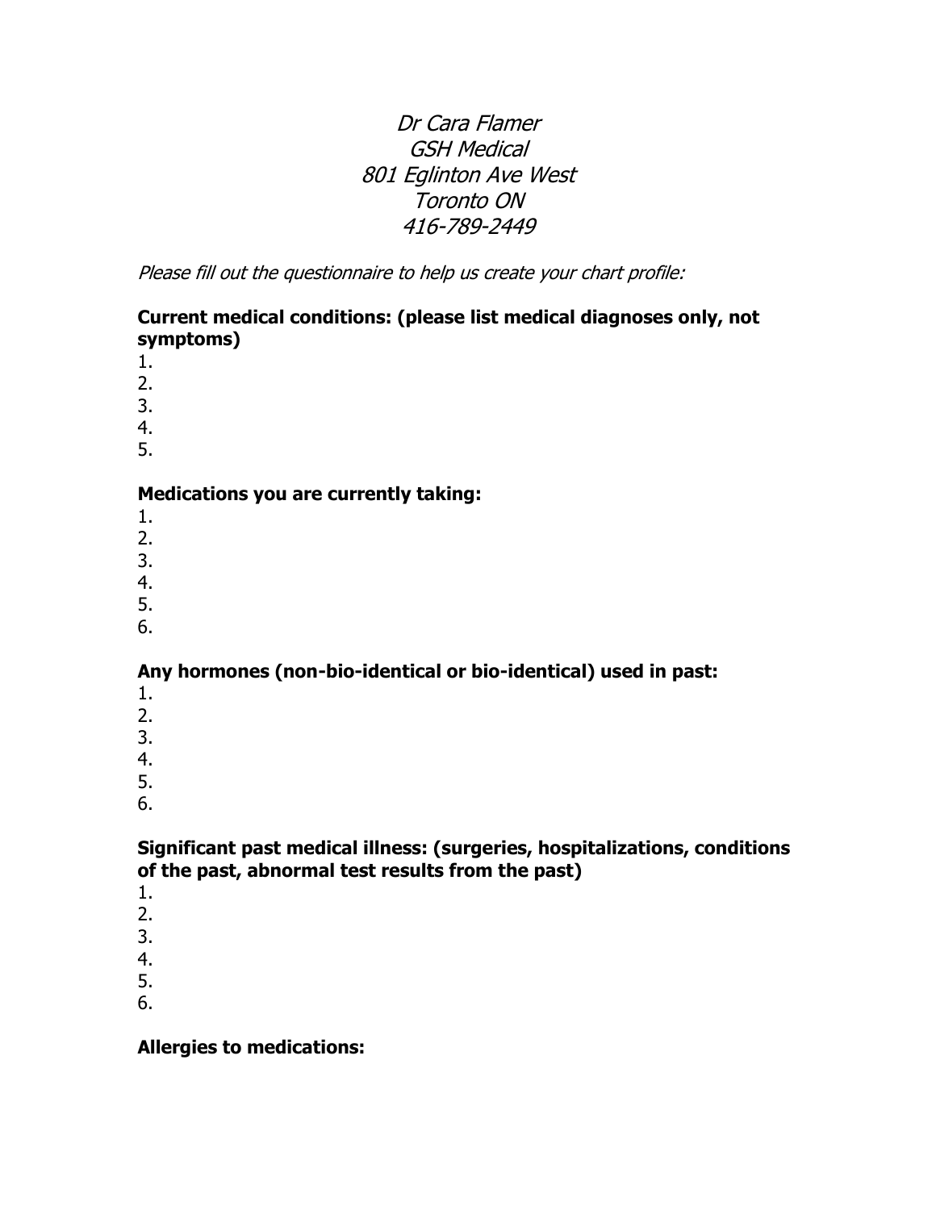*Dr Cara Flamer*
*GSH Medical*
*801 Eglinton Ave West*
*Toronto ON*
*416-789-2449*

*Please fill out the questionnaire to help us create your chart profile:*

**Current medical conditions: (please list medical diagnoses only, not symptoms)**

1.
2.
3.
4.
5.

**Medications you are currently taking:**

1.
2.
3.
4.
5.
6.

**Any hormones (non-bio-identical or bio-identical) used in past:**

1.
2.
3.
4.
5.
6.

**Significant past medical illness: (surgeries, hospitalizations, conditions of the past, abnormal test results from the past)**

1.
2.
3.
4.
5.
6.

**Allergies to medications:**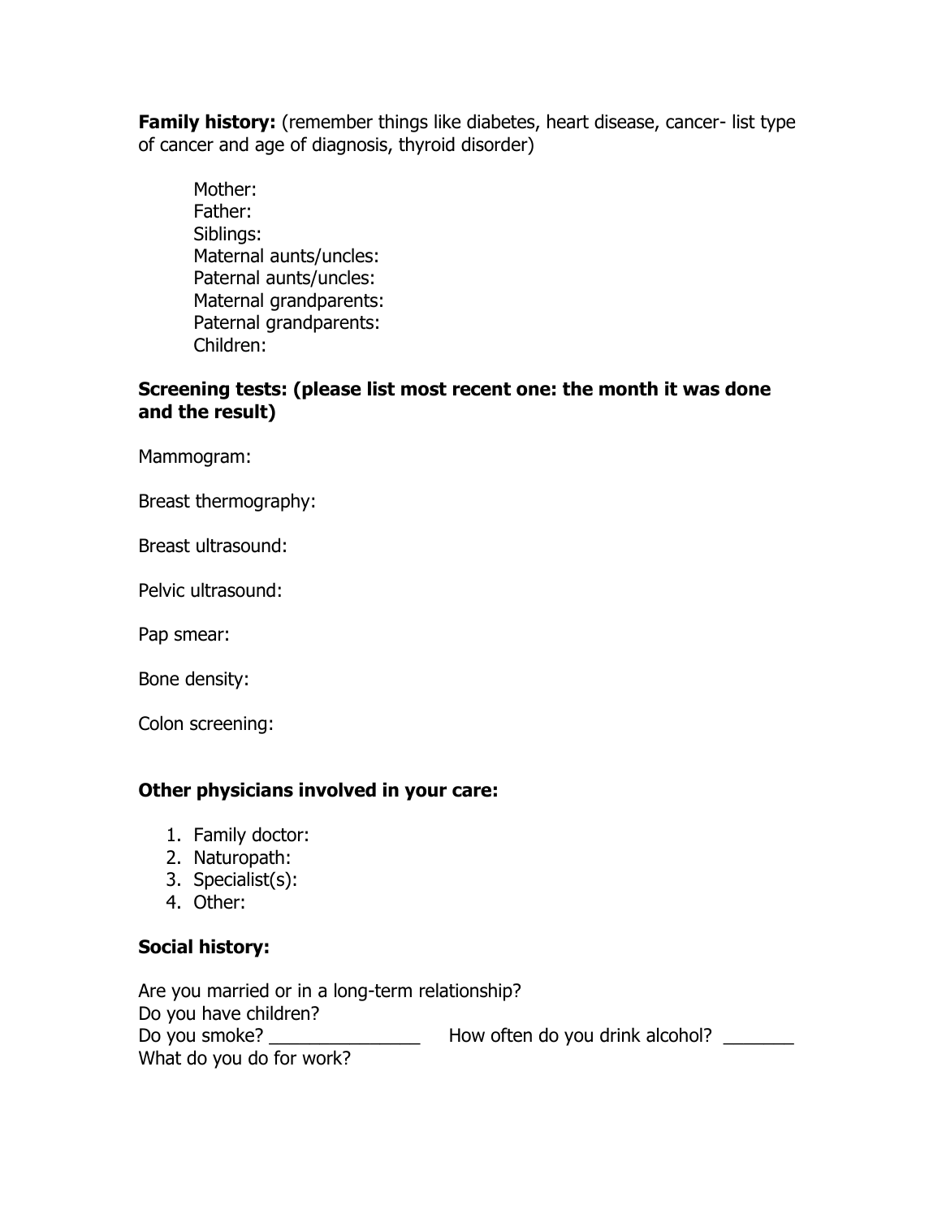**Family history:** (remember things like diabetes, heart disease, cancer- list type of cancer and age of diagnosis, thyroid disorder)

Mother:
Father:
Siblings:
Maternal aunts/uncles:
Paternal aunts/uncles:
Maternal grandparents:
Paternal grandparents:
Children:

**Screening tests: (please list most recent one: the month it was done and the result)**

Mammogram:

Breast thermography:

Breast ultrasound:

Pelvic ultrasound:

Pap smear:

Bone density:

Colon screening:

**Other physicians involved in your care:**

1. Family doctor:
2. Naturopath:
3. Specialist(s):
4. Other:

**Social history:**

Are you married or in a long-term relationship?
Do you have children?
Do you smoke? _______________ How often do you drink alcohol? _______
What do you do for work?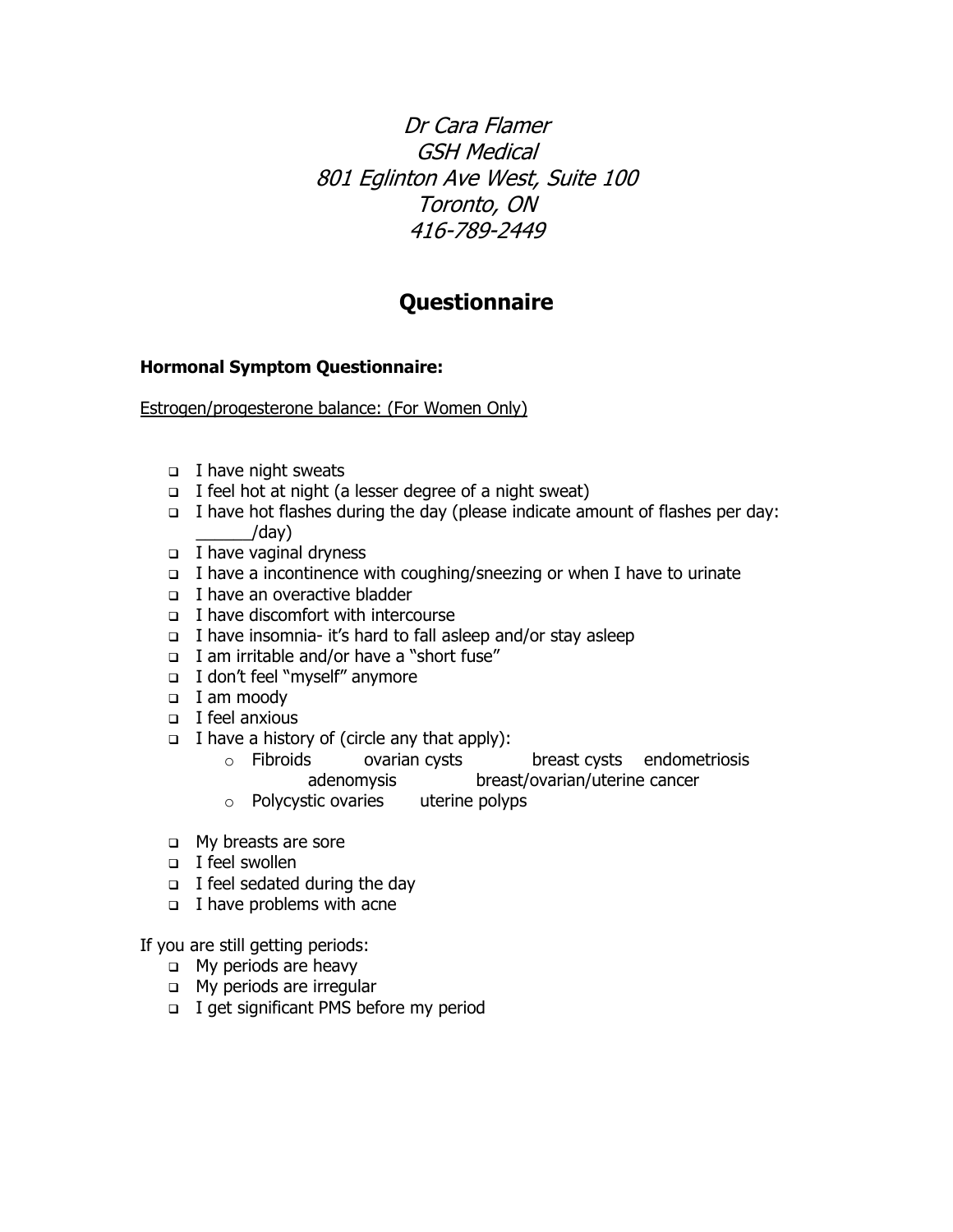*Dr Cara Flamer*
*GSH Medical*
*801 Eglinton Ave West, Suite 100*
*Toronto, ON*
*416-789-2449*

# Questionnaire

**Hormonal Symptom Questionnaire:**

Estrogen/progesterone balance: (For Women Only)

- ❑ I have night sweats
- ❑ I feel hot at night (a lesser degree of a night sweat)
- ❑ I have hot flashes during the day (please indicate amount of flashes per day: ______/day)
- ❑ I have vaginal dryness
- ❑ I have a incontinence with coughing/sneezing or when I have to urinate
- ❑ I have an overactive bladder
- ❑ I have discomfort with intercourse
- ❑ I have insomnia- it's hard to fall asleep and/or stay asleep
- ❑ I am irritable and/or have a "short fuse"
- ❑ I don't feel "myself" anymore
- ❑ I am moody
- ❑ I feel anxious
- ❑ I have a history of (circle any that apply):
  - Fibroids ovarian cysts breast cysts endometriosis adenomysis breast/ovarian/uterine cancer
  - Polycystic ovaries uterine polyps
- ❑ My breasts are sore
- ❑ I feel swollen
- ❑ I feel sedated during the day
- ❑ I have problems with acne

If you are still getting periods:

- ❑ My periods are heavy
- ❑ My periods are irregular
- ❑ I get significant PMS before my period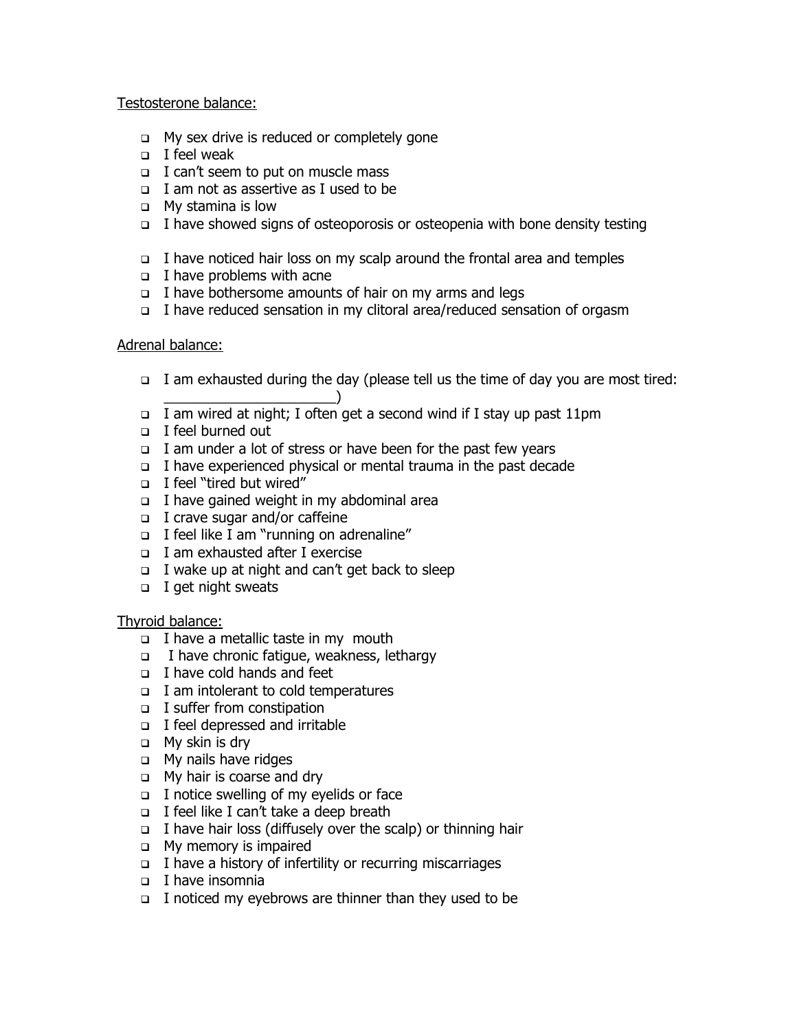Testosterone balance:

- ❑ My sex drive is reduced or completely gone
- ❑ I feel weak
- ❑ I can't seem to put on muscle mass
- ❑ I am not as assertive as I used to be
- ❑ My stamina is low
- ❑ I have showed signs of osteoporosis or osteopenia with bone density testing
- ❑ I have noticed hair loss on my scalp around the frontal area and temples
- ❑ I have problems with acne
- ❑ I have bothersome amounts of hair on my arms and legs
- ❑ I have reduced sensation in my clitoral area/reduced sensation of orgasm

Adrenal balance:

- ❑ I am exhausted during the day (please tell us the time of day you are most tired: ______________________)
- ❑ I am wired at night; I often get a second wind if I stay up past 11pm
- ❑ I feel burned out
- ❑ I am under a lot of stress or have been for the past few years
- ❑ I have experienced physical or mental trauma in the past decade
- ❑ I feel "tired but wired"
- ❑ I have gained weight in my abdominal area
- ❑ I crave sugar and/or caffeine
- ❑ I feel like I am "running on adrenaline"
- ❑ I am exhausted after I exercise
- ❑ I wake up at night and can't get back to sleep
- ❑ I get night sweats

Thyroid balance:

- ❑ I have a metallic taste in my mouth
- ❑ I have chronic fatigue, weakness, lethargy
- ❑ I have cold hands and feet
- ❑ I am intolerant to cold temperatures
- ❑ I suffer from constipation
- ❑ I feel depressed and irritable
- ❑ My skin is dry
- ❑ My nails have ridges
- ❑ My hair is coarse and dry
- ❑ I notice swelling of my eyelids or face
- ❑ I feel like I can't take a deep breath
- ❑ I have hair loss (diffusely over the scalp) or thinning hair
- ❑ My memory is impaired
- ❑ I have a history of infertility or recurring miscarriages
- ❑ I have insomnia
- ❑ I noticed my eyebrows are thinner than they used to be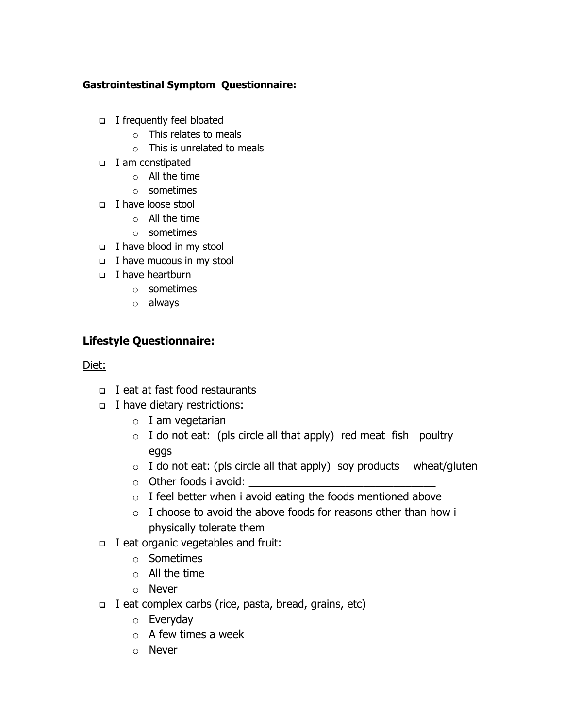**Gastrointestinal Symptom Questionnaire:**

- ❑ I frequently feel bloated
  - This relates to meals
  - This is unrelated to meals
- ❑ I am constipated
  - All the time
  - sometimes
- ❑ I have loose stool
  - All the time
  - sometimes
- ❑ I have blood in my stool
- ❑ I have mucous in my stool
- ❑ I have heartburn
  - sometimes
  - always

## Lifestyle Questionnaire:

Diet:

- ❑ I eat at fast food restaurants
- ❑ I have dietary restrictions:
  - I am vegetarian
  - I do not eat: (pls circle all that apply) red meat fish poultry eggs
  - I do not eat: (pls circle all that apply) soy products wheat/gluten
  - Other foods i avoid: _______________________________
  - I feel better when i avoid eating the foods mentioned above
  - I choose to avoid the above foods for reasons other than how i physically tolerate them
- ❑ I eat organic vegetables and fruit:
  - Sometimes
  - All the time
  - Never
- ❑ I eat complex carbs (rice, pasta, bread, grains, etc)
  - Everyday
  - A few times a week
  - Never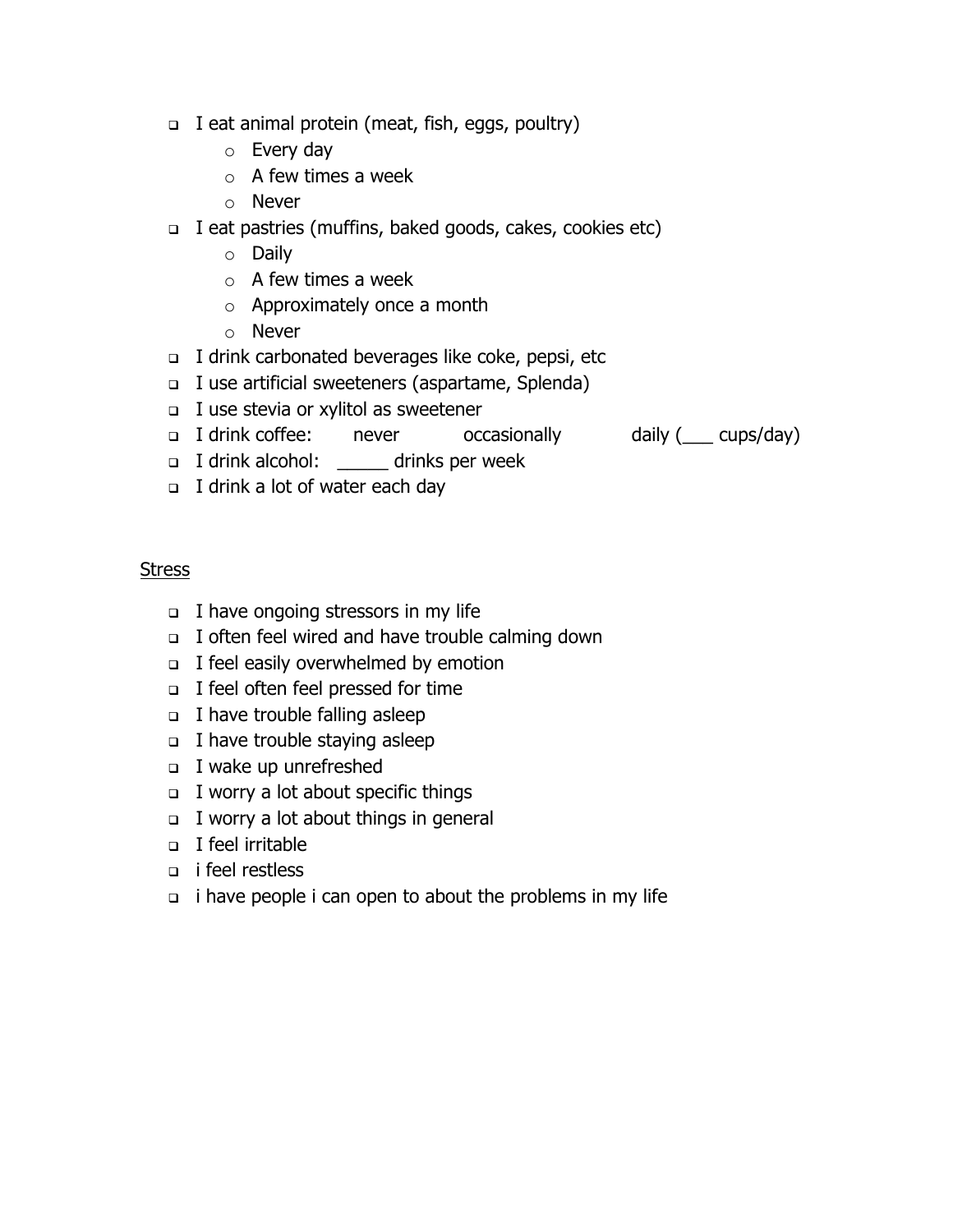- [ ] I eat animal protein (meat, fish, eggs, poultry)
    - Every day
    - A few times a week
    - Never
- [ ] I eat pastries (muffins, baked goods, cakes, cookies etc)
    - Daily
    - A few times a week
    - Approximately once a month
    - Never
- [ ] I drink carbonated beverages like coke, pepsi, etc
- [ ] I use artificial sweeteners (aspartame, Splenda)
- [ ] I use stevia or xylitol as sweetener
- [ ] I drink coffee: never occasionally daily (___ cups/day)
- [ ] I drink alcohol: _____ drinks per week
- [ ] I drink a lot of water each day

<u>Stress</u>

- [ ] I have ongoing stressors in my life
- [ ] I often feel wired and have trouble calming down
- [ ] I feel easily overwhelmed by emotion
- [ ] I feel often feel pressed for time
- [ ] I have trouble falling asleep
- [ ] I have trouble staying asleep
- [ ] I wake up unrefreshed
- [ ] I worry a lot about specific things
- [ ] I worry a lot about things in general
- [ ] I feel irritable
- [ ] i feel restless
- [ ] i have people i can open to about the problems in my life